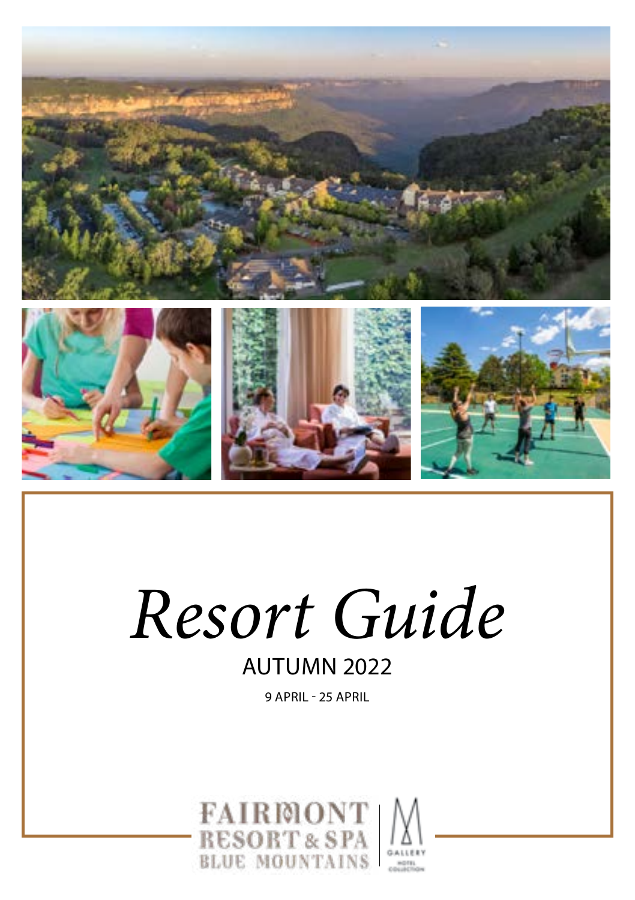# *Resort Guide*

AUTUMN 2022

9 APRIL - 25 APRIL

FAIRMONT RESORT & SPA BLUE MOUNTAINS

GALLERY HOTEL COLLECTION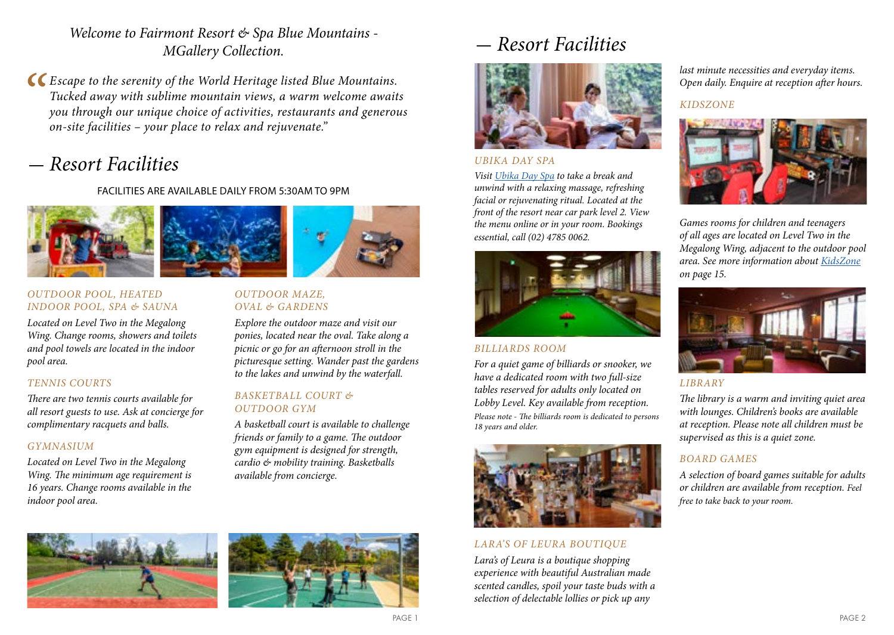*Welcome to Fairmont Resort & Spa Blue Mountains - MGallery Collection.*

*"Escape to the serenity of the World Heritage listed Blue Mountains. Tucked away with sublime mountain views, a warm welcome awaits you through our unique choice of activities, restaurants and generous on-site facilities – your place to relax and rejuvenate."*

# — Resort Facilities

FACILITIES ARE AVAILABLE DAILY FROM 5:30AM TO 9PM

### *OUTDOOR POOL, HEATED INDOOR POOL, SPA & SAUNA*

*Located on Level Two in the Megalong Wing. Change rooms, showers and toilets and pool towels are located in the indoor pool area.*

### *TENNIS COURTS*

*There are two tennis courts available for all resort guests to use. Ask at concierge for complimentary racquets and balls.*

### *GYMNASIUM*

*Located on Level Two in the Megalong Wing. The minimum age requirement is 16 years. Change rooms available in the indoor pool area.*

### *OUTDOOR MAZE, OVAL & GARDENS*

*Explore the outdoor maze and visit our ponies, located near the oval. Take along a picnic or go for an afternoon stroll in the picturesque setting. Wander past the gardens to the lakes and unwind by the waterfall.*

### *BASKETBALL COURT & OUTDOOR GYM*

*A basketball court is available to challenge friends or family to a game. The outdoor gym equipment is designed for strength, cardio & mobility training. Basketballs available from concierge.*

# — Resort Facilities

### *UBIKA DAY SPA*

*Visit Ubika Day Spa to take a break and unwind with a relaxing massage, refreshing facial or rejuvenating ritual. Located at the front of the resort near car park level 2. View the menu online or in your room. Bookings essential, call (02) 4785 0062.*

### *BILLIARDS ROOM*

*For a quiet game of billiards or snooker, we have a dedicated room with two full-size tables reserved for adults only located on Lobby Level. Key available from reception.*

*Please note - The billiards room is dedicated to persons 18 years and older.*

### *LARA'S OF LEURA BOUTIQUE*

*Lara's of Leura is a boutique shopping experience with beautiful Australian made scented candles, spoil your taste buds with a selection of delectable lollies or pick up any last minute necessities and everyday items. Open daily. Enquire at reception after hours.*

### *KIDSZONE*

*Games rooms for children and teenagers of all ages are located on Level Two in the Megalong Wing, adjacent to the outdoor pool area. See more information about KidsZone on page 15.*

### *LIBRARY*

*The library is a warm and inviting quiet area with lounges. Children's books are available at reception. Please note all children must be supervised as this is a quiet zone.*

### *BOARD GAMES*

*A selection of board games suitable for adults or children are available from reception. Feel free to take back to your room.*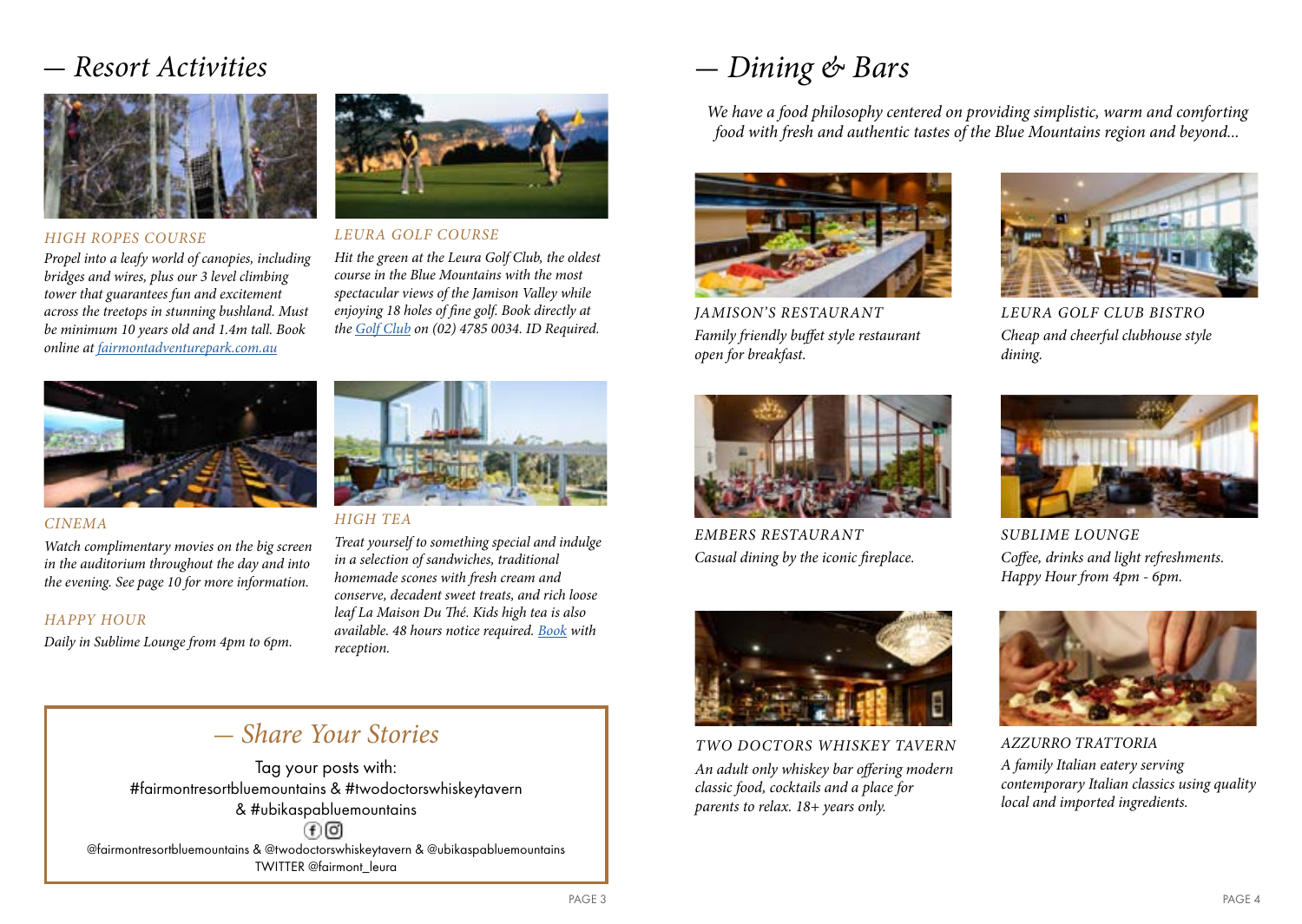# — Resort Activities

### HIGH ROPES COURSE

*Propel into a leafy world of canopies, including bridges and wires, plus our 3 level climbing tower that guarantees fun and excitement across the treetops in stunning bushland. Must be minimum 10 years old and 1.4m tall. Book online at fairmontadventurepark.com.au*

### LEURA GOLF COURSE

*Hit the green at the Leura Golf Club, the oldest course in the Blue Mountains with the most spectacular views of the Jamison Valley while enjoying 18 holes of fine golf. Book directly at the Golf Club on (02) 4785 0034. ID Required.*

### CINEMA

*Watch complimentary movies on the big screen in the auditorium throughout the day and into the evening. See page 10 for more information.*

### HAPPY HOUR

*Daily in Sublime Lounge from 4pm to 6pm.*

### HIGH TEA

*Treat yourself to something special and indulge in a selection of sandwiches, traditional homemade scones with fresh cream and conserve, decadent sweet treats, and rich loose leaf La Maison Du Thé. Kids high tea is also available. 48 hours notice required. Book with reception.*

## — Share Your Stories

Tag your posts with:
#fairmontresortbluemountains & #twodoctorswhiskeytavern & #ubikaspabluemountains

@fairmontresortbluemountains & @twodoctorswhiskeytavern & @ubikaspabluemountains
TWITTER @fairmont_leura

# — Dining & Bars

*We have a food philosophy centered on providing simplistic, warm and comforting food with fresh and authentic tastes of the Blue Mountains region and beyond...*

### JAMISON'S RESTAURANT

*Family friendly buffet style restaurant open for breakfast.*

### LEURA GOLF CLUB BISTRO

*Cheap and cheerful clubhouse style dining.*

### EMBERS RESTAURANT

*Casual dining by the iconic fireplace.*

### SUBLIME LOUNGE

*Coffee, drinks and light refreshments. Happy Hour from 4pm - 6pm.*

### TWO DOCTORS WHISKEY TAVERN

*An adult only whiskey bar offering modern classic food, cocktails and a place for parents to relax. 18+ years only.*

### AZZURRO TRATTORIA

*A family Italian eatery serving contemporary Italian classics using quality local and imported ingredients.*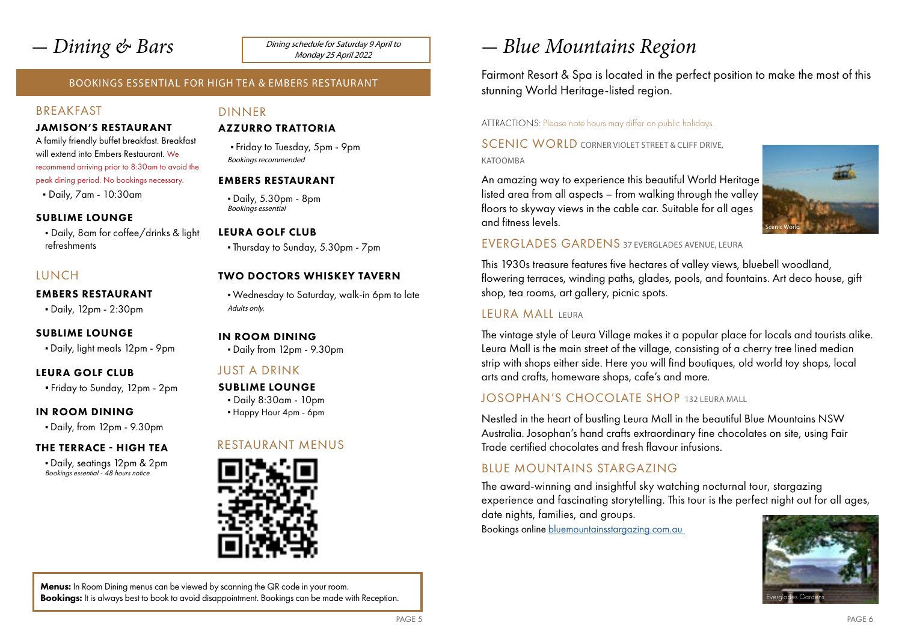# — *Dining & Bars*

*Dining schedule for Saturday 9 April to Monday 25 April 2022*

BOOKINGS ESSENTIAL FOR HIGH TEA & EMBERS RESTAURANT

## BREAKFAST

### JAMISON'S RESTAURANT

A family friendly buffet breakfast. Breakfast will extend into Embers Restaurant. We recommend arriving prior to 8:30am to avoid the peak dining period. No bookings necessary.

- Daily, 7am - 10:30am

### SUBLIME LOUNGE

- Daily, 8am for coffee/drinks & light refreshments

## LUNCH

### EMBERS RESTAURANT

- Daily, 12pm - 2:30pm

### SUBLIME LOUNGE

- Daily, light meals 12pm - 9pm

### LEURA GOLF CLUB

- Friday to Sunday, 12pm - 2pm

### IN ROOM DINING

- Daily, from 12pm - 9.30pm

### THE TERRACE - HIGH TEA

- Daily, seatings 12pm & 2pm

*Bookings essential - 48 hours notice*

## DINNER

### AZZURRO TRATTORIA

- Friday to Tuesday, 5pm - 9pm

*Bookings recommended*

### EMBERS RESTAURANT

- Daily, 5.30pm - 8pm

*Bookings essential*

### LEURA GOLF CLUB

- Thursday to Sunday, 5.30pm - 7pm

### TWO DOCTORS WHISKEY TAVERN

- Wednesday to Saturday, walk-in 6pm to late

*Adults only.*

### IN ROOM DINING

- Daily from 12pm - 9.30pm

## JUST A DRINK

### SUBLIME LOUNGE

- Daily 8:30am - 10pm
- Happy Hour 4pm - 6pm

## RESTAURANT MENUS

**Menus:** In Room Dining menus can be viewed by scanning the QR code in your room.
**Bookings:** It is always best to book to avoid disappointment. Bookings can be made with Reception.

# — *Blue Mountains Region*

Fairmont Resort & Spa is located in the perfect position to make the most of this stunning World Heritage-listed region.

ATTRACTIONS: Please note hours may differ on public holidays.

## SCENIC WORLD CORNER VIOLET STREET & CLIFF DRIVE, KATOOMBA

An amazing way to experience this beautiful World Heritage listed area from all aspects – from walking through the valley floors to skyway views in the cable car. Suitable for all ages and fitness levels.

Scenic World

## EVERGLADES GARDENS 37 EVERGLADES AVENUE, LEURA

This 1930s treasure features five hectares of valley views, bluebell woodland, flowering terraces, winding paths, glades, pools, and fountains. Art deco house, gift shop, tea rooms, art gallery, picnic spots.

## LEURA MALL LEURA

The vintage style of Leura Village makes it a popular place for locals and tourists alike. Leura Mall is the main street of the village, consisting of a cherry tree lined median strip with shops either side. Here you will find boutiques, old world toy shops, local arts and crafts, homeware shops, cafe's and more.

## JOSOPHAN'S CHOCOLATE SHOP 132 LEURA MALL

Nestled in the heart of bustling Leura Mall in the beautiful Blue Mountains NSW Australia. Josophan's hand crafts extraordinary fine chocolates on site, using Fair Trade certified chocolates and fresh flavour infusions.

## BLUE MOUNTAINS STARGAZING

The award-winning and insightful sky watching nocturnal tour, stargazing experience and fascinating storytelling. This tour is the perfect night out for all ages, date nights, families, and groups.

Bookings online bluemountainsstargazing.com.au

Everglades Gardens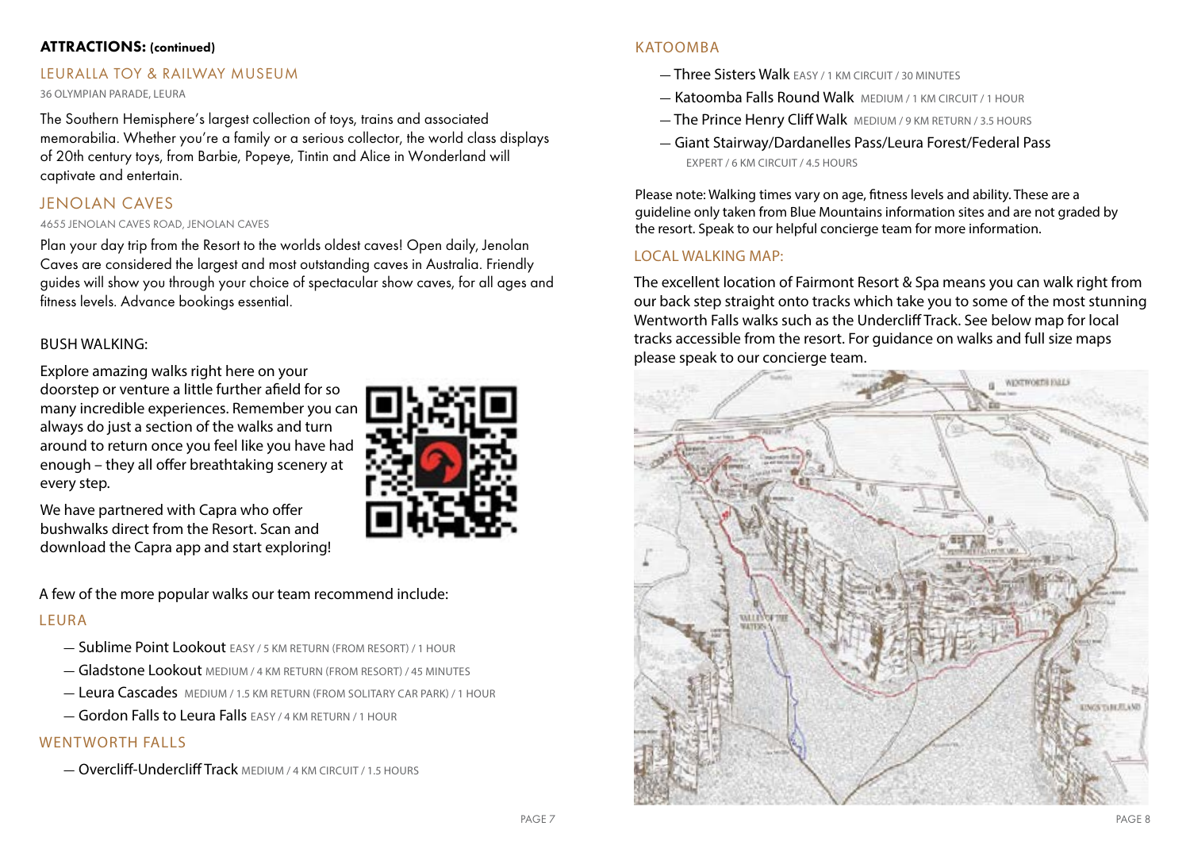**ATTRACTIONS: (continued)**

## LEURALLA TOY & RAILWAY MUSEUM

36 OLYMPIAN PARADE, LEURA

The Southern Hemisphere's largest collection of toys, trains and associated memorabilia. Whether you're a family or a serious collector, the world class displays of 20th century toys, from Barbie, Popeye, Tintin and Alice in Wonderland will captivate and entertain.

## JENOLAN CAVES

4655 JENOLAN CAVES ROAD, JENOLAN CAVES

Plan your day trip from the Resort to the worlds oldest caves! Open daily, Jenolan Caves are considered the largest and most outstanding caves in Australia. Friendly guides will show you through your choice of spectacular show caves, for all ages and fitness levels. Advance bookings essential.

## BUSH WALKING:

Explore amazing walks right here on your doorstep or venture a little further afield for so many incredible experiences. Remember you can always do just a section of the walks and turn around to return once you feel like you have had enough – they all offer breathtaking scenery at every step.

We have partnered with Capra who offer bushwalks direct from the Resort. Scan and download the Capra app and start exploring!

A few of the more popular walks our team recommend include:

### LEURA

- Sublime Point Lookout EASY / 5 KM RETURN (FROM RESORT) / 1 HOUR
- Gladstone Lookout MEDIUM / 4 KM RETURN (FROM RESORT) / 45 MINUTES
- Leura Cascades MEDIUM / 1.5 KM RETURN (FROM SOLITARY CAR PARK) / 1 HOUR
- Gordon Falls to Leura Falls EASY / 4 KM RETURN / 1 HOUR

### WENTWORTH FALLS

- Overcliff-Undercliff Track MEDIUM / 4 KM CIRCUIT / 1.5 HOURS

### KATOOMBA

- Three Sisters Walk EASY / 1 KM CIRCUIT / 30 MINUTES
- Katoomba Falls Round Walk MEDIUM / 1 KM CIRCUIT / 1 HOUR
- The Prince Henry Cliff Walk MEDIUM / 9 KM RETURN / 3.5 HOURS
- Giant Stairway/Dardanelles Pass/Leura Forest/Federal Pass EXPERT / 6 KM CIRCUIT / 4.5 HOURS

Please note: Walking times vary on age, fitness levels and ability. These are a guideline only taken from Blue Mountains information sites and are not graded by the resort. Speak to our helpful concierge team for more information.

## LOCAL WALKING MAP:

The excellent location of Fairmont Resort & Spa means you can walk right from our back step straight onto tracks which take you to some of the most stunning Wentworth Falls walks such as the Undercliff Track. See below map for local tracks accessible from the resort. For guidance on walks and full size maps please speak to our concierge team.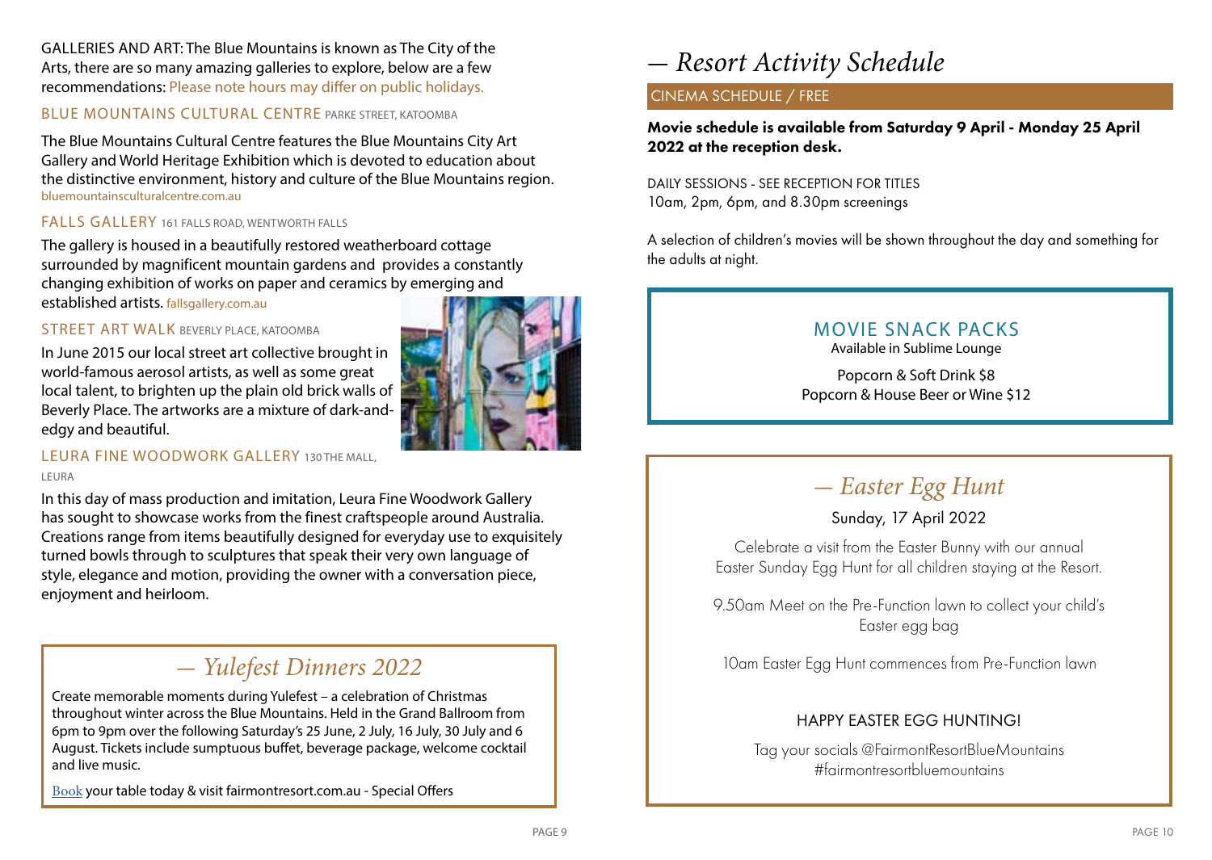GALLERIES AND ART: The Blue Mountains is known as The City of the Arts, there are so many amazing galleries to explore, below are a few recommendations: Please note hours may differ on public holidays.

### BLUE MOUNTAINS CULTURAL CENTRE PARKE STREET, KATOOMBA

The Blue Mountains Cultural Centre features the Blue Mountains City Art Gallery and World Heritage Exhibition which is devoted to education about the distinctive environment, history and culture of the Blue Mountains region. bluemountainsculturalcentre.com.au

### FALLS GALLERY 161 FALLS ROAD, WENTWORTH FALLS

The gallery is housed in a beautifully restored weatherboard cottage surrounded by magnificent mountain gardens and provides a constantly changing exhibition of works on paper and ceramics by emerging and established artists. fallsgallery.com.au

### STREET ART WALK BEVERLY PLACE, KATOOMBA

In June 2015 our local street art collective brought in world-famous aerosol artists, as well as some great local talent, to brighten up the plain old brick walls of Beverly Place. The artworks are a mixture of dark-and-edgy and beautiful.

### LEURA FINE WOODWORK GALLERY 130 THE MALL, LEURA

In this day of mass production and imitation, Leura Fine Woodwork Gallery has sought to showcase works from the finest craftspeople around Australia. Creations range from items beautifully designed for everyday use to exquisitely turned bowls through to sculptures that speak their very own language of style, elegance and motion, providing the owner with a conversation piece, enjoyment and heirloom.

## *— Yulefest Dinners 2022*

Create memorable moments during Yulefest – a celebration of Christmas throughout winter across the Blue Mountains. Held in the Grand Ballroom from 6pm to 9pm over the following Saturday's 25 June, 2 July, 16 July, 30 July and 6 August. Tickets include sumptuous buffet, beverage package, welcome cocktail and live music.

Book your table today & visit fairmontresort.com.au - Special Offers

# *— Resort Activity Schedule*

## CINEMA SCHEDULE / FREE

**Movie schedule is available from Saturday 9 April - Monday 25 April 2022 at the reception desk.**

DAILY SESSIONS - SEE RECEPTION FOR TITLES
10am, 2pm, 6pm, and 8.30pm screenings

A selection of children's movies will be shown throughout the day and something for the adults at night.

### MOVIE SNACK PACKS

Available in Sublime Lounge

Popcorn & Soft Drink $8
Popcorn & House Beer or Wine $12

## *— Easter Egg Hunt*

Sunday, 17 April 2022

Celebrate a visit from the Easter Bunny with our annual Easter Sunday Egg Hunt for all children staying at the Resort.

9.50am Meet on the Pre-Function lawn to collect your child's Easter egg bag

10am Easter Egg Hunt commences from Pre-Function lawn

HAPPY EASTER EGG HUNTING!

Tag your socials @FairmontResortBlueMountains #fairmontresortbluemountains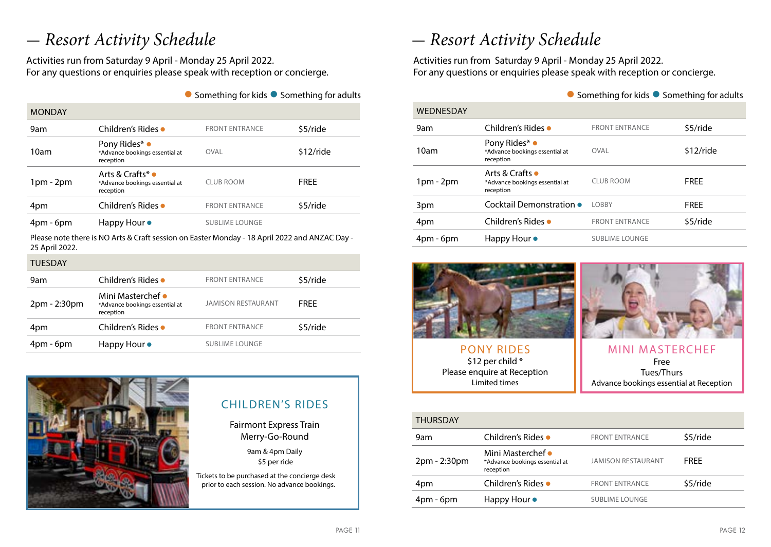## — *Resort Activity Schedule*

Activities run from Saturday 9 April - Monday 25 April 2022.
For any questions or enquiries please speak with reception or concierge.

● Something for kids ● Something for adults

| MONDAY | | | |
|---|---|---|---|
| 9am | Children's Rides ● | FRONT ENTRANCE | $5/ride |
| 10am | Pony Rides* ● *Advance bookings essential at reception | OVAL | $12/ride |
| 1pm - 2pm | Arts & Crafts* ● *Advance bookings essential at reception | CLUB ROOM | FREE |
| 4pm | Children's Rides ● | FRONT ENTRANCE | $5/ride |
| 4pm - 6pm | Happy Hour ● | SUBLIME LOUNGE | |

Please note there is NO Arts & Craft session on Easter Monday - 18 April 2022 and ANZAC Day - 25 April 2022.

| TUESDAY | | | |
|---|---|---|---|
| 9am | Children's Rides ● | FRONT ENTRANCE | $5/ride |
| 2pm - 2:30pm | Mini Masterchef ● *Advance bookings essential at reception | JAMISON RESTAURANT | FREE |
| 4pm | Children's Rides ● | FRONT ENTRANCE | $5/ride |
| 4pm - 6pm | Happy Hour ● | SUBLIME LOUNGE | |

### CHILDREN'S RIDES

Fairmont Express Train
Merry-Go-Round

9am & 4pm Daily
$5 per ride

Tickets to be purchased at the concierge desk prior to each session. No advance bookings.

## — *Resort Activity Schedule*

Activities run from Saturday 9 April - Monday 25 April 2022.
For any questions or enquiries please speak with reception or concierge.

● Something for kids ● Something for adults

| WEDNESDAY | | | |
|---|---|---|---|
| 9am | Children's Rides ● | FRONT ENTRANCE | $5/ride |
| 10am | Pony Rides* ● *Advance bookings essential at reception | OVAL | $12/ride |
| 1pm - 2pm | Arts & Crafts ● *Advance bookings essential at reception | CLUB ROOM | FREE |
| 3pm | Cocktail Demonstration ● | LOBBY | FREE |
| 4pm | Children's Rides ● | FRONT ENTRANCE | $5/ride |
| 4pm - 6pm | Happy Hour ● | SUBLIME LOUNGE | |

### PONY RIDES

$12 per child *
Please enquire at Reception
Limited times

### MINI MASTERCHEF

Free
Tues/Thurs
Advance bookings essential at Reception

| THURSDAY | | | |
|---|---|---|---|
| 9am | Children's Rides ● | FRONT ENTRANCE | $5/ride |
| 2pm - 2:30pm | Mini Masterchef ● *Advance bookings essential at reception | JAMISON RESTAURANT | FREE |
| 4pm | Children's Rides ● | FRONT ENTRANCE | $5/ride |
| 4pm - 6pm | Happy Hour ● | SUBLIME LOUNGE | |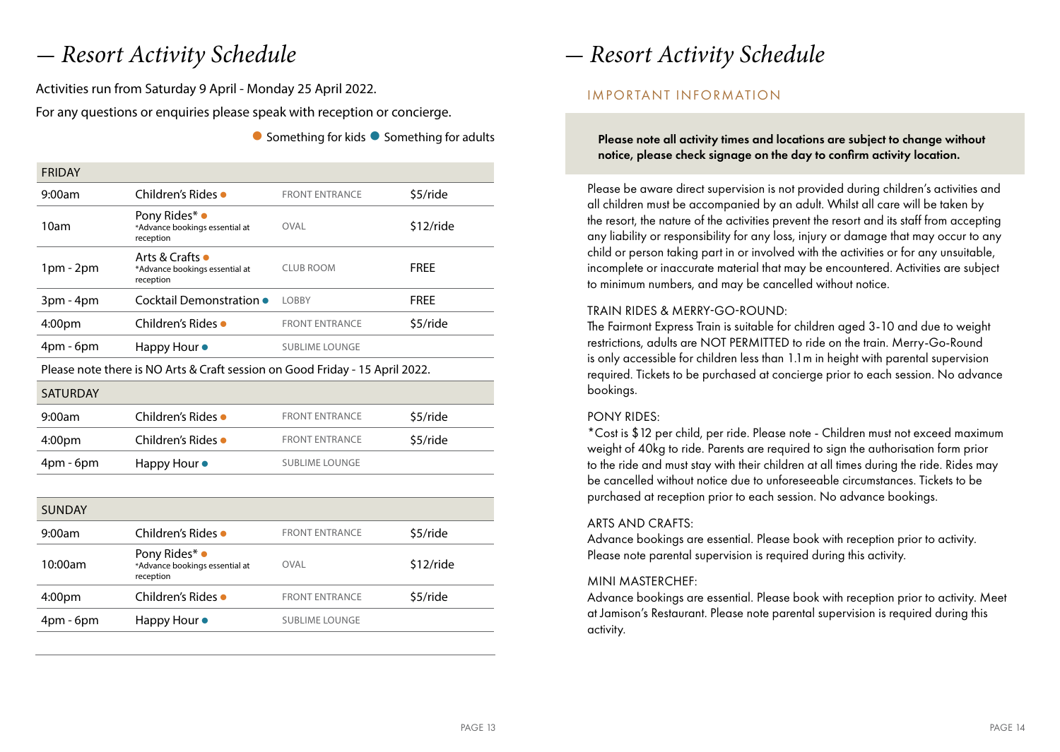# — *Resort Activity Schedule*

Activities run from Saturday 9 April - Monday 25 April 2022.

For any questions or enquiries please speak with reception or concierge.

● Something for kids ● Something for adults

| FRIDAY | | | |
|---|---|---|---|
| 9:00am | Children's Rides ● | FRONT ENTRANCE | $5/ride |
| 10am | Pony Rides* ● *Advance bookings essential at reception | OVAL | $12/ride |
| 1pm - 2pm | Arts & Crafts ● *Advance bookings essential at reception | CLUB ROOM | FREE |
| 3pm - 4pm | Cocktail Demonstration ● | LOBBY | FREE |
| 4:00pm | Children's Rides ● | FRONT ENTRANCE | $5/ride |
| 4pm - 6pm | Happy Hour ● | SUBLIME LOUNGE | |

Please note there is NO Arts & Craft session on Good Friday - 15 April 2022.

| SATURDAY | | | |
|---|---|---|---|
| 9:00am | Children's Rides ● | FRONT ENTRANCE | $5/ride |
| 4:00pm | Children's Rides ● | FRONT ENTRANCE | $5/ride |
| 4pm - 6pm | Happy Hour ● | SUBLIME LOUNGE | |

| SUNDAY | | | |
|---|---|---|---|
| 9:00am | Children's Rides ● | FRONT ENTRANCE | $5/ride |
| 10:00am | Pony Rides* ● *Advance bookings essential at reception | OVAL | $12/ride |
| 4:00pm | Children's Rides ● | FRONT ENTRANCE | $5/ride |
| 4pm - 6pm | Happy Hour ● | SUBLIME LOUNGE | |

# — *Resort Activity Schedule*

## IMPORTANT INFORMATION

**Please note all activity times and locations are subject to change without notice, please check signage on the day to confirm activity location.**

Please be aware direct supervision is not provided during children's activities and all children must be accompanied by an adult. Whilst all care will be taken by the resort, the nature of the activities prevent the resort and its staff from accepting any liability or responsibility for any loss, injury or damage that may occur to any child or person taking part in or involved with the activities or for any unsuitable, incomplete or inaccurate material that may be encountered. Activities are subject to minimum numbers, and may be cancelled without notice.

### TRAIN RIDES & MERRY-GO-ROUND:

The Fairmont Express Train is suitable for children aged 3-10 and due to weight restrictions, adults are NOT PERMITTED to ride on the train. Merry-Go-Round is only accessible for children less than 1.1m in height with parental supervision required. Tickets to be purchased at concierge prior to each session. No advance bookings.

### PONY RIDES:

*Cost is $12 per child, per ride. Please note - Children must not exceed maximum weight of 40kg to ride. Parents are required to sign the authorisation form prior to the ride and must stay with their children at all times during the ride. Rides may be cancelled without notice due to unforeseeable circumstances. Tickets to be purchased at reception prior to each session. No advance bookings.

### ARTS AND CRAFTS:

Advance bookings are essential. Please book with reception prior to activity. Please note parental supervision is required during this activity.

### MINI MASTERCHEF:

Advance bookings are essential. Please book with reception prior to activity. Meet at Jamison's Restaurant. Please note parental supervision is required during this activity.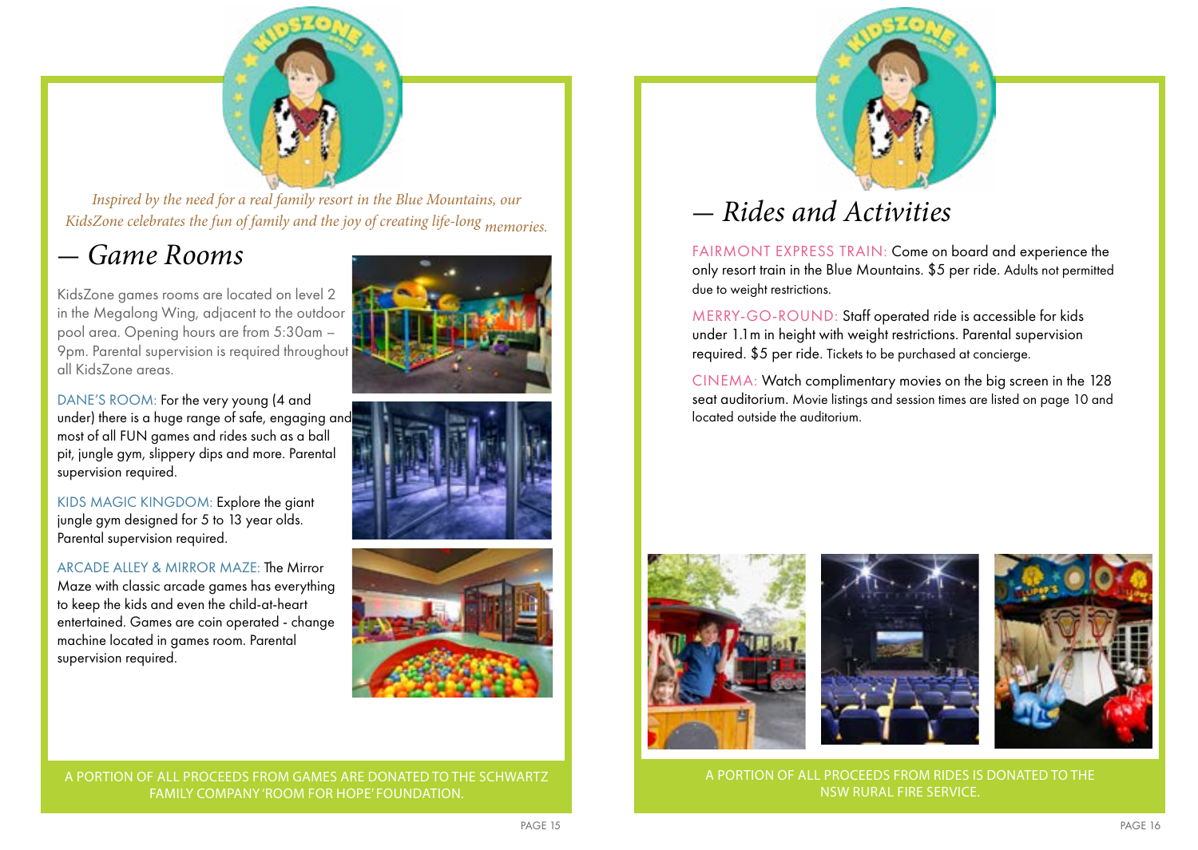*Inspired by the need for a real family resort in the Blue Mountains, our KidsZone celebrates the fun of family and the joy of creating life-long memories.*

## — Game Rooms

KidsZone games rooms are located on level 2 in the Megalong Wing, adjacent to the outdoor pool area. Opening hours are from 5:30am – 9pm. Parental supervision is required throughout all KidsZone areas.

DANE'S ROOM: For the very young (4 and under) there is a huge range of safe, engaging and most of all FUN games and rides such as a ball pit, jungle gym, slippery dips and more. Parental supervision required.

KIDS MAGIC KINGDOM: Explore the giant jungle gym designed for 5 to 13 year olds. Parental supervision required.

ARCADE ALLEY & MIRROR MAZE: The Mirror Maze with classic arcade games has everything to keep the kids and even the child-at-heart entertained. Games are coin operated - change machine located in games room. Parental supervision required.

A PORTION OF ALL PROCEEDS FROM GAMES ARE DONATED TO THE SCHWARTZ FAMILY COMPANY 'ROOM FOR HOPE' FOUNDATION.

## — Rides and Activities

FAIRMONT EXPRESS TRAIN: Come on board and experience the only resort train in the Blue Mountains. $5 per ride. Adults not permitted due to weight restrictions.

MERRY-GO-ROUND: Staff operated ride is accessible for kids under 1.1m in height with weight restrictions. Parental supervision required. $5 per ride. Tickets to be purchased at concierge.

CINEMA: Watch complimentary movies on the big screen in the 128 seat auditorium. Movie listings and session times are listed on page 10 and located outside the auditorium.

A PORTION OF ALL PROCEEDS FROM RIDES IS DONATED TO THE NSW RURAL FIRE SERVICE.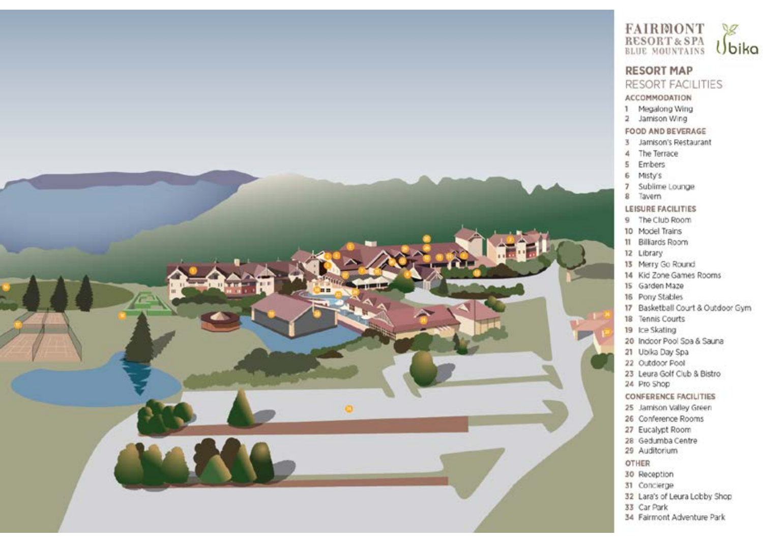FAIRMONT RESORT & SPA BLUE MOUNTAINS

Ubika

# RESORT MAP

## RESORT FACILITIES

### ACCOMMODATION

1 Megalong Wing
2 Jamison Wing

### FOOD AND BEVERAGE

3 Jamison's Restaurant
4 The Terrace
5 Embers
6 Misty's
7 Sublime Lounge
8 Tavern

### LEISURE FACILITIES

9 The Club Room
10 Model Trains
11 Billiards Room
12 Library
13 Merry Go Round
14 Kid Zone Games Rooms
15 Garden Maze
16 Pony Stables
17 Basketball Court & Outdoor Gym
18 Tennis Courts
19 Ice Skating
20 Indoor Pool Spa & Sauna
21 Ubika Day Spa
22 Outdoor Pool
23 Leura Golf Club & Bistro
24 Pro Shop

### CONFERENCE FACILITIES

25 Jamison Valley Green
26 Conference Rooms
27 Eucalypt Room
28 Gedumba Centre
29 Auditorium

### OTHER

30 Reception
31 Concierge
32 Lara's of Leura Lobby Shop
33 Car Park
34 Fairmont Adventure Park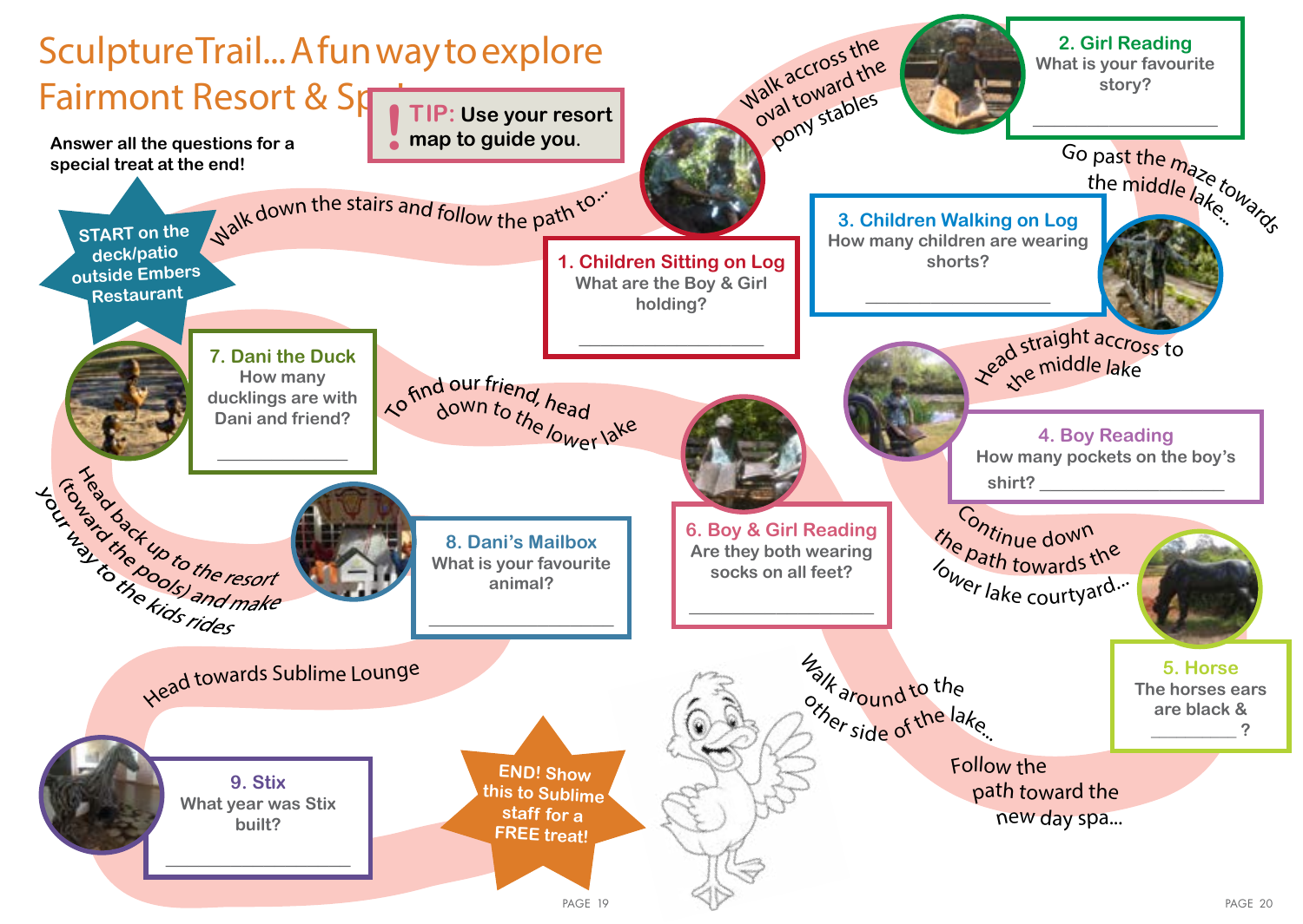# SculptureTrail... A fun way to explore Fairmont Resort & Spa

**Answer all the questions for a special treat at the end!**

**TIP: Use your resort map to guide you.**

START on the deck/patio outside Embers Restaurant

Walk down the stairs and follow the path to...

### 1. Children Sitting on Log

What are the Boy & Girl holding?

___________________

Walk accross the oval toward the pony stables

### 2. Girl Reading

What is your favourite story?

___________________

Go past the maze towards the middle lake...

### 3. Children Walking on Log

How many children are wearing shorts?

___________________

Head straight accross to the middle lake

### 4. Boy Reading

How many pockets on the boy's shirt? ___________________

Continue down the path towards the lower lake courtyard...

### 5. Horse

The horses ears are black & __________ ?

Walk around to the other side of the lake...

Follow the path toward the new day spa...

### 6. Boy & Girl Reading

Are they both wearing socks on all feet?

___________________

To find our friend, head down to the lower lake

### 7. Dani the Duck

How many ducklings are with Dani and friend?

___________________

Head back up to the resort (toward the pools) and make your way to the kids rides

### 8. Dani's Mailbox

What is your favourite animal?

___________________

Head towards Sublime Lounge

### 9. Stix

What year was Stix built?

___________________

END! Show this to Sublime staff for a FREE treat!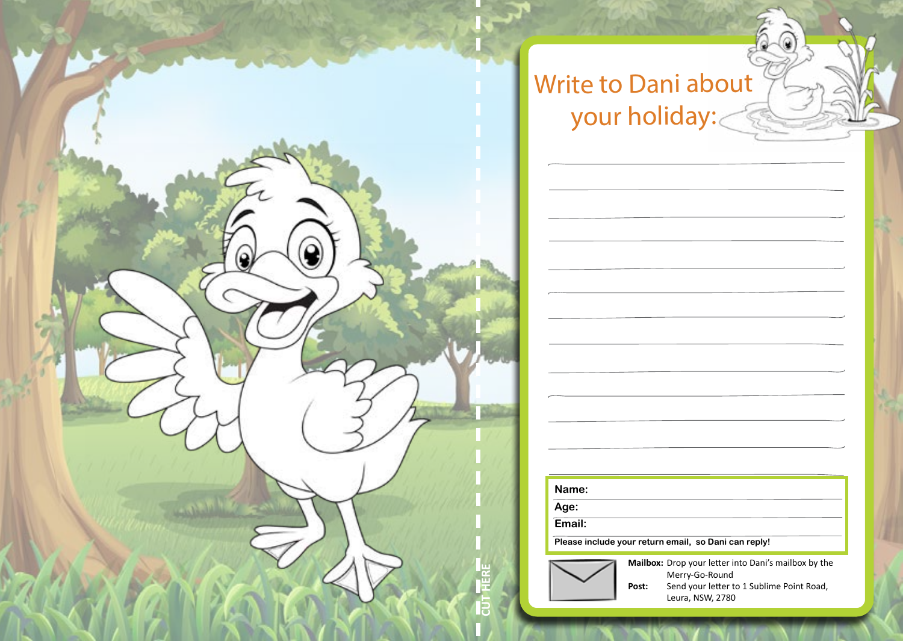CUT HERE

# Write to Dani about your holiday:

**Name:**

**Age:**

**Email:**

**Please include your return email, so Dani can reply!**

**Mailbox:** Drop your letter into Dani's mailbox by the Merry-Go-Round

**Post:** Send your letter to 1 Sublime Point Road, Leura, NSW, 2780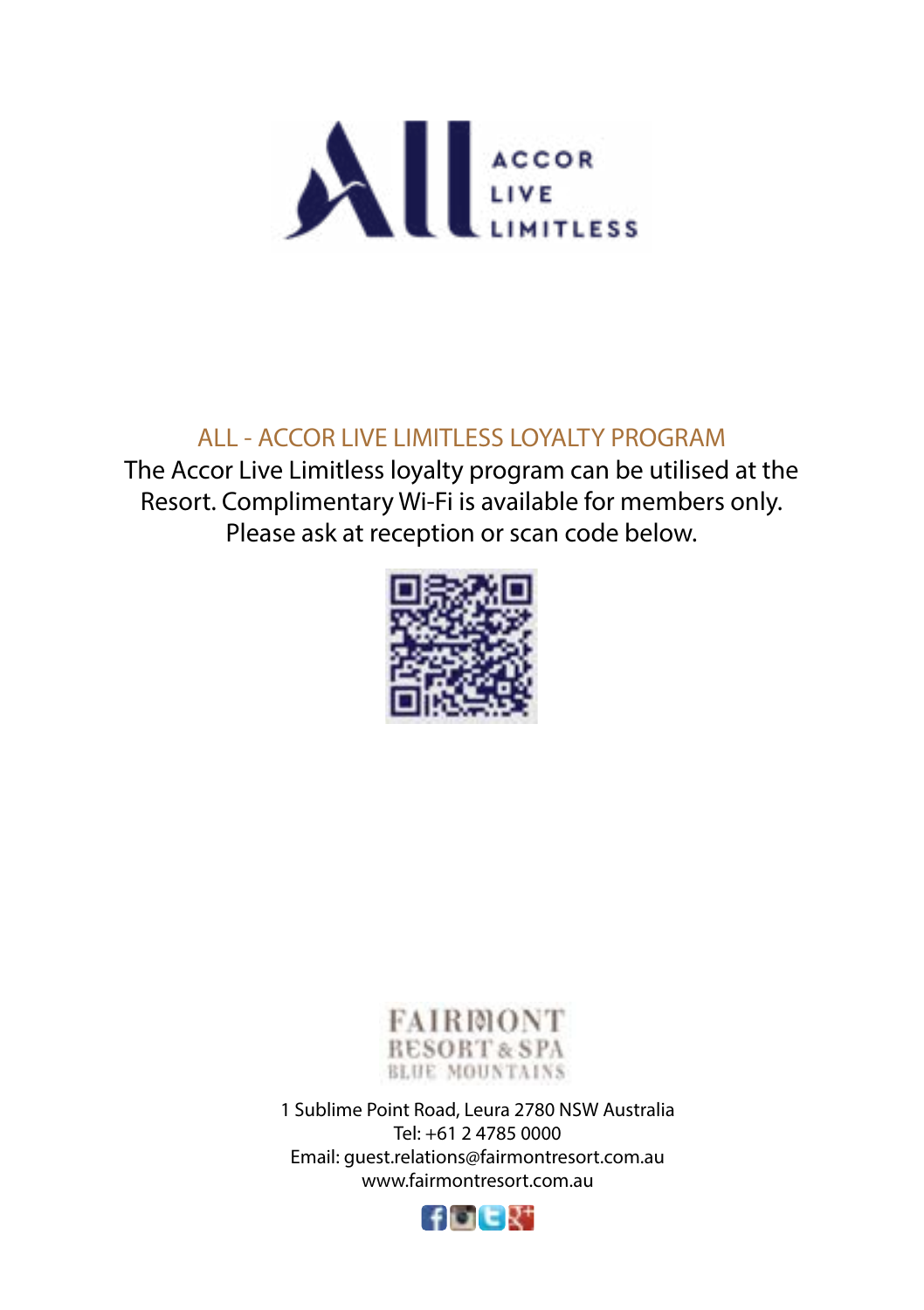ALL ACCOR LIVE LIMITLESS

## ALL - ACCOR LIVE LIMITLESS LOYALTY PROGRAM

The Accor Live Limitless loyalty program can be utilised at the Resort. Complimentary Wi-Fi is available for members only. Please ask at reception or scan code below.

FAIRMONT RESORT & SPA BLUE MOUNTAINS

1 Sublime Point Road, Leura 2780 NSW Australia
Tel: +61 2 4785 0000
Email: guest.relations@fairmontresort.com.au
www.fairmontresort.com.au